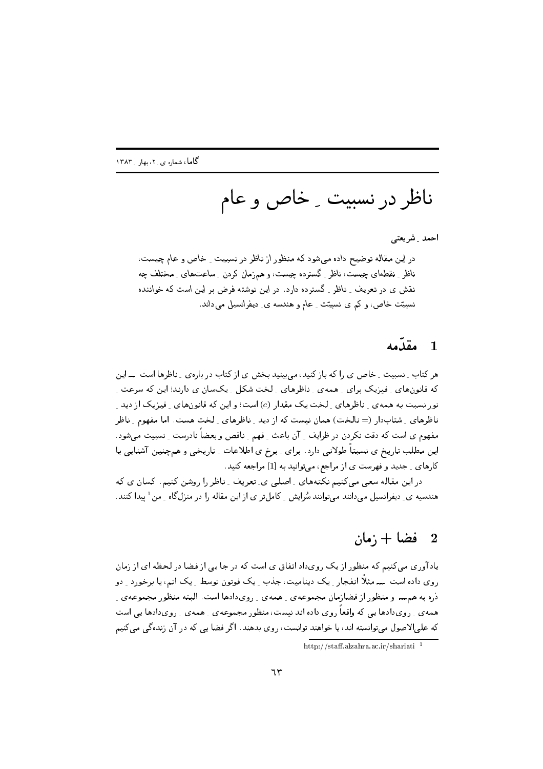# ناظر در نسبیت ـ خاص و عام

احمد ـ شریعتی

در این مقاله توضیح داده می‌شود که منظور از ناظر در نسبیت ـ خاص و عام چیست، ناظر ـ نقطه‌ای چیست، ناظر ـ گسترده چیست، و هم‌زمان کردن ـ ساعت‌های ـ مختلف چه نقش ی در تعریف ـ ناظر ـ گسترده دارد. در این نوشته فرض بر این است که خواننده نسبیّت خاص، و کم ی نسبیّت ـ عام و هندسه ی ـ دیفرانسیل می‌داند.

## 1 مقدّمه

هر کتاب ـ نسبیت ـ خاص ی را که باز کنید، می‌بینید بخش ی از کتاب در باره‌ی ـ ناظرها است ــ این که قانون‌های ـ فیزیک برای ـ همه‌ی ـ ناظرهای ـ لخت شکل ـ یک‌سان ی دارند؛ این که سرعت ـ نور نسبت به همه‌ی ـ ناظرهای ـ لخت یک مقدار ($c$) است؛ و این که قانون‌های ـ فیزیک از دید ـ ناظرهای ـ شتاب‌دار (= نالخت) همان نیست که از دید ـ ناظرهای ـ لخت هست. اما مفهوم ـ ناظر مفهوم ی است که دقت نکردن در ظرایف ـ آن باعث ـ فهم ـ ناقص و بعضاً نادرست ـ نسبیت می‌شود. این مطلب تاریخ ی نسبتاً طولانی دارد. برای ـ برخ ی اطلاعات ـ تاریخی و هم‌چنین آشنایی با کارهای ـ جدید و فهرست ی از مراجع، می‌توانید به [1] مراجعه کنید.

در این مقاله سعی می‌کنیم نکته‌های ـ اصلی ی ـ تعریف ـ ناظر را روشن کنیم. کسان ی که هندسه ی ـ دیفرانسیل می‌دانند می‌توانند سُرایش ـ کامل‌تر ی از این مقاله را در منزل‌گاه ـ من [1] پیدا کنند.

## 2 فضا + زمان

یادآوری می‌کنیم که منظور از یک رویداد اتفاق ی است که در جا یی از فضا در لحظه ای از زمان روی داده است ــ مثلاً انفجار ـ یک دینامیت، جذب ـ یک فوتون توسط ـ یک اتم، یا برخورد ـ دو ذره به هم‌ــ و منظور از فضازمان مجموعه‌ی ـ همه‌ی ـ رویدادها است. البته منظور مجموعه‌ی ـ همه‌ی ـ رویدادها یی که واقعاً روی داده اند نیست، منظور مجموعه‌ی ـ همه‌ی ـ رویدادها یی است که علی‌الاصول می‌توانسته اند، یا خواهند توانست، روی بدهند. اگر فضا یی که در آن زنده‌گی می‌کنیم

[1] http://staff.alzahra.ac.ir/shariati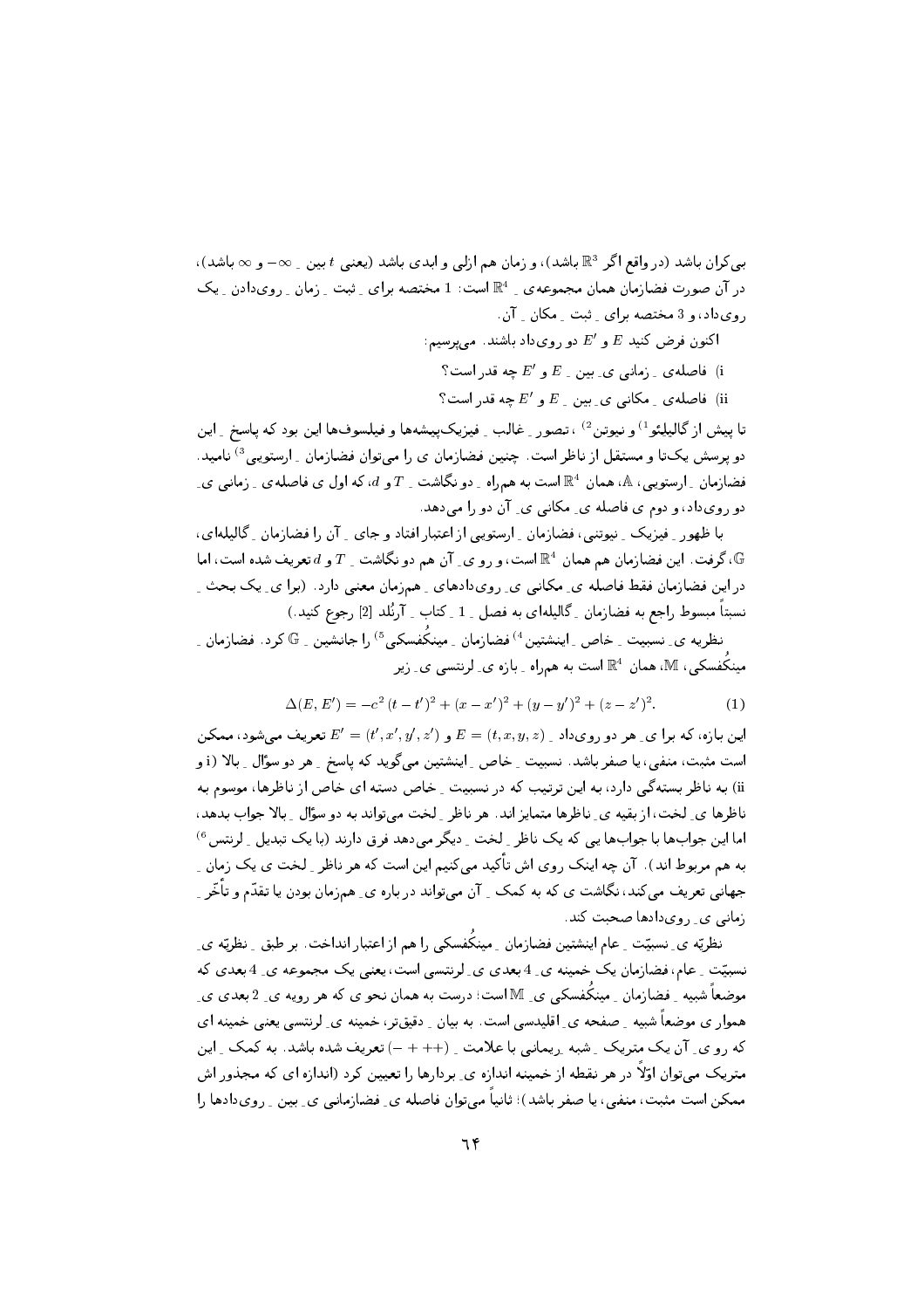بی‌کران باشد (در واقع اگر $\mathbb{R}^3$ باشد)، و زمان هم ازلی و ابدی باشد (یعنی $t$ بین ـ $-\infty$ و $\infty$ باشد)، در آن صورت فضازمان همان مجموعه‌ی ـ $\mathbb{R}^4$ است: 1 مختصه برای ـ ثبت ـ زمان ـ روی‌دادن ـ یک روی‌داد، و 3 مختصه برای ـ ثبت ـ مکان ـ آن.

اکنون فرض کنید $E$ و $E'$ دو روی‌داد باشند. می‌پرسیم:

i) فاصله‌ی ـ زمانی ی ـ بین ـ $E$ و $E'$ چه قدر است؟

ii) فاصله‌ی ـ مکانی ی ـ بین ـ $E$ و $E'$ چه قدر است؟

تا پیش از گالیلئو[1] و نیوتن[2]، تصور ـ غالب ـ فیزیک‌پیشه‌ها و فیلسوف‌ها این بود که پاسخ ـ این دو پرسش یک‌تا و مستقل از ناظر است. چنین فضازمان ی را می‌توان فضازمان ـ ارسطویی[3] نامید. فضازمان ـ ارسطویی، $\mathbb{A}$، همان $\mathbb{R}^4$ است به هم‌راه ـ دو نگاشت ـ $T$ و $d$، که اول ی فاصله‌ی ـ زمانی ی ـ دو روی‌داد، و دوم ی فاصله ی ـ مکانی ی ـ آن دو را می‌دهد.

با ظهور ـ فیزیک ـ نیوتنی، فضازمان ـ ارسطویی از اعتبار افتاد و جای ـ آن را فضازمان ـ گالیله‌ای، $\mathbb{G}$، گرفت. این فضازمان هم همان $\mathbb{R}^4$ است، و رو ی ـ آن هم دو نگاشت ـ $T$ و $d$ تعریف شده است، اما در این فضازمان فقط فاصله ی ـ مکانی ی ـ روی‌دادهای ـ هم‌زمان معنی دارد. (برا ی ـ یک بحث ـ نسبتاً مبسوط راجع به فضازمان ـ گالیله‌ای به فصل ـ 1 ـ کتاب ـ آرنُلد [2] رجوع کنید.)

نظریه ی ـ نسبیت ـ خاص ـ اینشتین[4] فضازمان ـ مینکُفسکی[5] را جانشین ـ $\mathbb{G}$ کرد. فضازمان ـ مینکُفسکی، $\mathbb{M}$، همان $\mathbb{R}^4$ است به هم‌راه ـ بازه ی ـ لرنتسی ی ـ زیر

$$\Delta(E,E') = -c^2\,(t-t')^2 + (x-x')^2 + (y-y')^2 + (z-z')^2. \qquad (1)$$

این بازه، که برا ی ـ هر دو روی‌داد ـ $E=(t,x,y,z)$ و $E'=(t',x',y',z')$ تعریف می‌شود، ممکن است مثبت، منفی، یا صفر باشد. نسبیت ـ خاص ـ اینشتین می‌گوید که پاسخ ـ هر دو سؤال ـ بالا (i و ii) به ناظر بسته‌گی دارد، به این ترتیب که در نسبیت ـ خاص دسته ای خاص از ناظرها، موسوم به ناظرها ی ـ لخت، از بقیه ی ـ ناظرها متمایز اند. هر ناظر ـ لخت می‌تواند به دو سؤال ـ بالا جواب بدهد، اما این جواب‌ها با جواب‌ها یی که یک ناظر ـ لخت ـ دیگر می‌دهد فرق دارند (با یک تبدیل ـ لرنتس[6] به هم مربوط اند). آن چه اینک روی اش تأکید می‌کنیم این است که هر ناظر ـ لخت ی یک زمان ـ جهانی تعریف می‌کند، نگاشت ی که به کمک ـ آن می‌تواند در باره ی ـ هم‌زمان بودن یا تقدّم و تأخّر ـ زمانی ی ـ روی‌دادها صحبت کند.

نظریّه ی ـ نسبیّت ـ عام اینشتین فضازمان ـ مینکُفسکی را هم از اعتبار انداخت. بر طبق ـ نظریّه ی ـ نسبیّت ـ عام، فضازمان یک خمینه ی ـ 4 بعدی ی ـ لرنتسی است، یعنی یک مجموعه ی ـ 4 بعدی که موضعاً شبیه ـ فضازمان ـ مینکُفسکی ی ـ $\mathbb{M}$ است؛ درست به همان نحو ی که هر رویه ی ـ 2 بعدی ی ـ هموار ی موضعاً شبیه ـ صفحه ی ـ اقلیدسی است. به بیان ـ دقیق‌تر، خمینه ی ـ لرنتسی یعنی خمینه ای که رو ی ـ آن یک متریک ـ شبه ـ ریمانی با علامت ـ $(-+++)$ تعریف شده باشد. به کمک ـ این متریک می‌توان اوّلاً در هر نقطه از خمینه اندازه ی ـ بردارها را تعیین کرد (اندازه ای که مجذور اش ممکن است مثبت، منفی، یا صفر باشد)؛ ثانیاً می‌توان فاصله ی ـ فضازمانی ی ـ بین ـ روی‌دادها را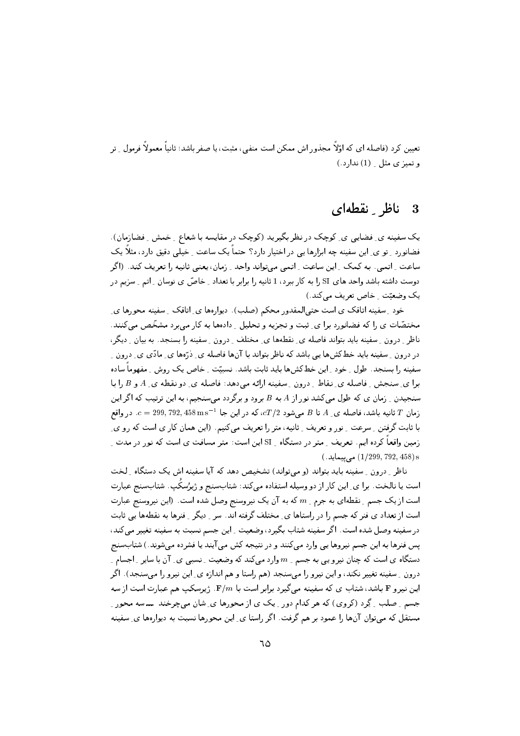تعیین کرد (فاصله ای که اوّلاً مجذور اش ممکن است منفی، مثبت، یا صفر باشد؛ ثانیاً معمولاً فرمول ـ تر و تمیز ی مثل ـ (1) ندارد.)

## 3 ناظر ـ نقطه‌ای

یک سفینه ی ـ فضایی ی ـ کوچک در نظر بگیرید (کوچک در مقایسه با شعاع ـ خمش ـ فضازمان). فضانورد ـ تو ی ـ این سفینه چه ابزارها یی در اختیار دارد؟ حتماً یک ساعت ـ خیلی دقیق دارد، مثلاً یک ساعت ـ اتمی. به کمک ـ این ساعت ـ اتمی می‌تواند واحد ـ زمان، یعنی ثانیه را تعریف کند. (اگر دوست داشته باشد واحد های SI را به کار ببرد، 1 ثانیه را برابر با تعداد ـ خاصّ ی نوسان ـ اتم ـ سزیم در یک وضعیّت ـ خاص تعریف می‌کند.)

خود ـ سفینه اتاقک ی است حتی‌المقدور محکم (صلب). دیواره‌ها ی ـ اتاقک ـ سفینه محورها ی ـ مختصّات ی را که فضانورد برا ی ـ ثبت و تجزیه و تحلیل ـ داده‌ها به کار می‌برد مشخّص می‌کنند. ناظر ـ درون ـ سفینه باید بتواند فاصله ی ـ نقطه‌ها ی ـ مختلف ـ درون ـ سفینه را بسنجد. به بیان ـ دیگر، در درون ـ سفینه باید خط‌کش‌ها یی باشد که ناظر بتواند با آن‌ها فاصله ی ـ ذرّه‌ها ی ـ مادّی ی ـ درون ـ سفینه را بسنجد. طول ـ خود ـ این خط‌کش‌ها باید ثابت باشد. نسبیّت ـ خاص یک روش ـ مفهوماً ساده برا ی ـ سنجش ـ فاصله ی ـ نقاط ـ درون ـ سفینه ارائه می‌دهد: فاصله ی ـ دو نقطه ی ـ $A$ و $B$ را با سنجیدن ـ زمان ی که طول می‌کشد نور از $A$ به $B$ برود و برگردد می‌سنجیم، به این ترتیب که اگر این زمان $T$ ثانیه باشد، فاصله ی ـ $A$ تا $B$ می‌شود $cT/2$، که در این جا $c = 299,792,458\,\mathrm{m\,s^{-1}}$. در واقع با ثابت گرفتن ـ سرعت ـ نور و تعریف ـ ثانیه، متر را تعریف می‌کنیم. (این همان کار ی است که رو ی ـ زمین واقعاً کرده ایم. تعریف ـ متر در دستگاه ـ SI این است: متر مسافت ی است که نور در مدت ـ $(1/299,792,458)\,\mathrm{s}$ می‌پیماید.)

ناظر ـ درون ـ سفینه باید بتواند (و می‌تواند) تشخیص دهد که آیا سفینه اش یک دستگاه ـ لخت است یا نالخت. برا ی ـ این کار از دو وسیله استفاده می‌کند: شتاب‌سنج و ژیرُسکُپ. شتاب‌سنج عبارت است از یک جسم ـ نقطه‌ای به جرم ـ $m$ که به آن یک نیروسنج وصل شده است. (این نیروسنج عبارت است از تعداد ی فنر که جسم را در راستاها ی ـ مختلف گرفته اند. سر ـ دیگر ـ فنرها به نقطه‌ها یی ثابت در سفینه وصل شده است. اگر سفینه شتاب بگیرد، وضعیت ـ این جسم نسبت به سفینه تغییر می‌کند، پس فنرها به این جسم نیروها یی وارد می‌کنند و در نتیجه کش می‌آیند یا فشرده می‌شوند.) شتاب‌سنج دستگاه ی است که چنان نیرو یی به جسم ـ $m$ وارد می‌کند که وضعیت ـ نسبی ی ـ آن با سایر ـ اجسام ـ درون ـ سفینه تغییر نکند، و این نیرو را می‌سنجد (هم راستا و هم اندازه ی ـ این نیرو را می‌سنجد). اگر این نیرو $\mathbf{F}$ باشد، شتاب ی که سفینه می‌گیرد برابر است با $\mathbf{F}/m$. ژیرسکپ هم عبارت است از سه جسم ـ صلب ـ گرد (کروی) که هر کدام دور ـ یک ی از محورها ی ـ شان می‌چرخند ـــ سه محور ـ مستقل که می‌توان آن‌ها را عمود بر هم گرفت. اگر راستا ی ـ این محورها نسبت به دیواره‌ها ی ـ سفینه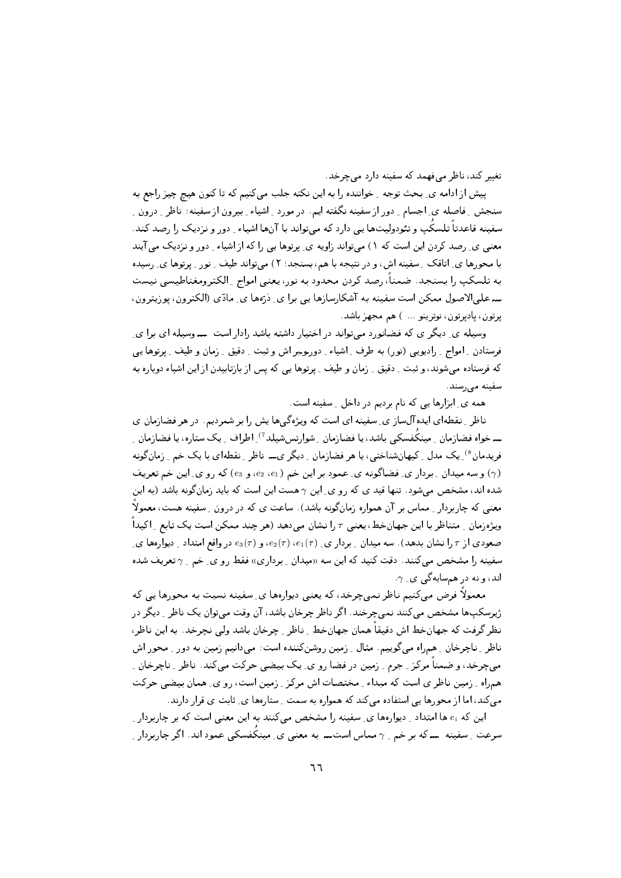تغییر کند، ناظر می‌فهمد که سفینه دارد می‌چرخد.

پیش از ادامه ی بحث توجه خواننده را به این نکته جلب می‌کنیم که تا کنون هیچ چیز راجع به سنجش فاصله ی اجسام دور از سفینه نگفته ایم. در مورد اشیاء بیرون از سفینه: ناظر درون سفینه قاعدتاً تلسکُپ و تئودولیت‌ها یی دارد که می‌تواند با آن‌ها اشیاء دور و نزدیک را رصد کند. معنی ی رصد کردن این است که ۱) می‌تواند زاویه ی پرتوها یی را که از اشیاء دور و نزدیک می‌آیند با محورها ی اتاقک سفینه اش، و در نتیجه با هم، بسنجد؛ ۲) می‌تواند طیف نور پرتوها ی رسیده به تلسکپ را بسنجد. ضمناً، رصد کردن محدود به نور، یعنی امواج الکترومغناطیسی نیست — علی‌الاصول ممکن است سفینه به آشکارسازها یی برا ی ذرّه‌ها ی مادّی (الکترون، پوزیترون، پرتون، پادپرتون، نوترینو ... ) هم مجهز باشد.

وسیله ی دیگر ی که فضانورد می‌تواند در اختیار داشته باشد رادار است — وسیله ای برا ی فرستادن امواج رادیویی (نور) به طرف اشیاء دوروبر اش و ثبت دقیق زمان و طیف پرتوها یی که فرستاده می‌شوند، و ثبت دقیق زمان و طیف پرتوها یی که پس از بازتابیدن از این اشیاء دوباره به سفینه می‌رسند.

همه ی ابزارها یی که نام بردیم در داخل سفینه است.

ناظر نقطه‌ای ایده‌آل‌ساز ی سفینه ای است که ویژه‌گی‌ها یش را بر شمردیم. در هر فضازمان ی — خواه فضازمان مینکُفسکی باشد، یا فضازمان شوارتس‌شیلد[7] اطراف یک ستاره، یا فضازمان فریدمان[8] یک مدل کیهان‌شناختی، یا هر فضازمان دیگر ی— ناظر نقطه‌ای با یک خم زمان‌گونه ($\gamma$) و سه میدان بردار ی فضاگونه ی عمود بر این خم ($e_1$، $e_2$، و $e_3$) که رو ی این خم تعریف شده اند، مشخص می‌شود. تنها قید ی که رو ی این $\gamma$ هست این است که باید زمان‌گونه باشد (به این معنی که چاربردار مماس بر آن همواره زمان‌گونه باشد). ساعت ی که در درون سفینه هست، معمولاً ویژه‌زمان متناظر با این جهان‌خط، یعنی $\tau$ را نشان می‌دهد (هر چند ممکن است یک تابع اکیداً صعودی از $\tau$ را نشان بدهد). سه میدان بردار ی $e_1(\tau)$، $e_2(\tau)$، و $e_3(\tau)$ در واقع امتداد دیواره‌ها ی سفینه را مشخص می‌کنند. دقت کنید که این سه «میدان برداری» فقط رو ی خم $\gamma$ تعریف شده اند، و نه در هم‌سایه‌گی ی $\gamma$.

معمولاً فرض می‌کنیم ناظر نمی‌چرخد، که یعنی دیواره‌ها ی سفینه نسبت به محورها یی که ژیرسکپ‌ها مشخص می‌کنند نمی‌چرخند. اگر ناظر چرخان باشد، آن وقت می‌توان یک ناظر دیگر در نظر گرفت که جهان‌خط اش دقیقاً همان جهان‌خط ناظر چرخان باشد ولی نچرخد. به این ناظر، ناظر ناچرخان هم‌راه می‌گوییم. مثال زمین روشن‌کننده است: می‌دانیم زمین به دور محور اش می‌چرخد، و ضمناً مرکز جرم زمین در فضا رو ی یک بیضی حرکت می‌کند. ناظر ناچرخان هم‌راه زمین ناظر ی است که مبداء مختصات اش مرکز زمین است، رو ی همان بیضی حرکت می‌کند، اما از محورها یی استفاده می‌کند که همواره به سمت ستاره‌ها ی ثابت ی قرار دارند.

این که $e_i$ ها امتداد دیواره‌ها ی سفینه را مشخص می‌کنند به این معنی است که بر چاربردار سرعت سفینه — که بر خم $\gamma$ مماس است— به معنی ی مینکُفسکی عمود اند. اگر چاربردار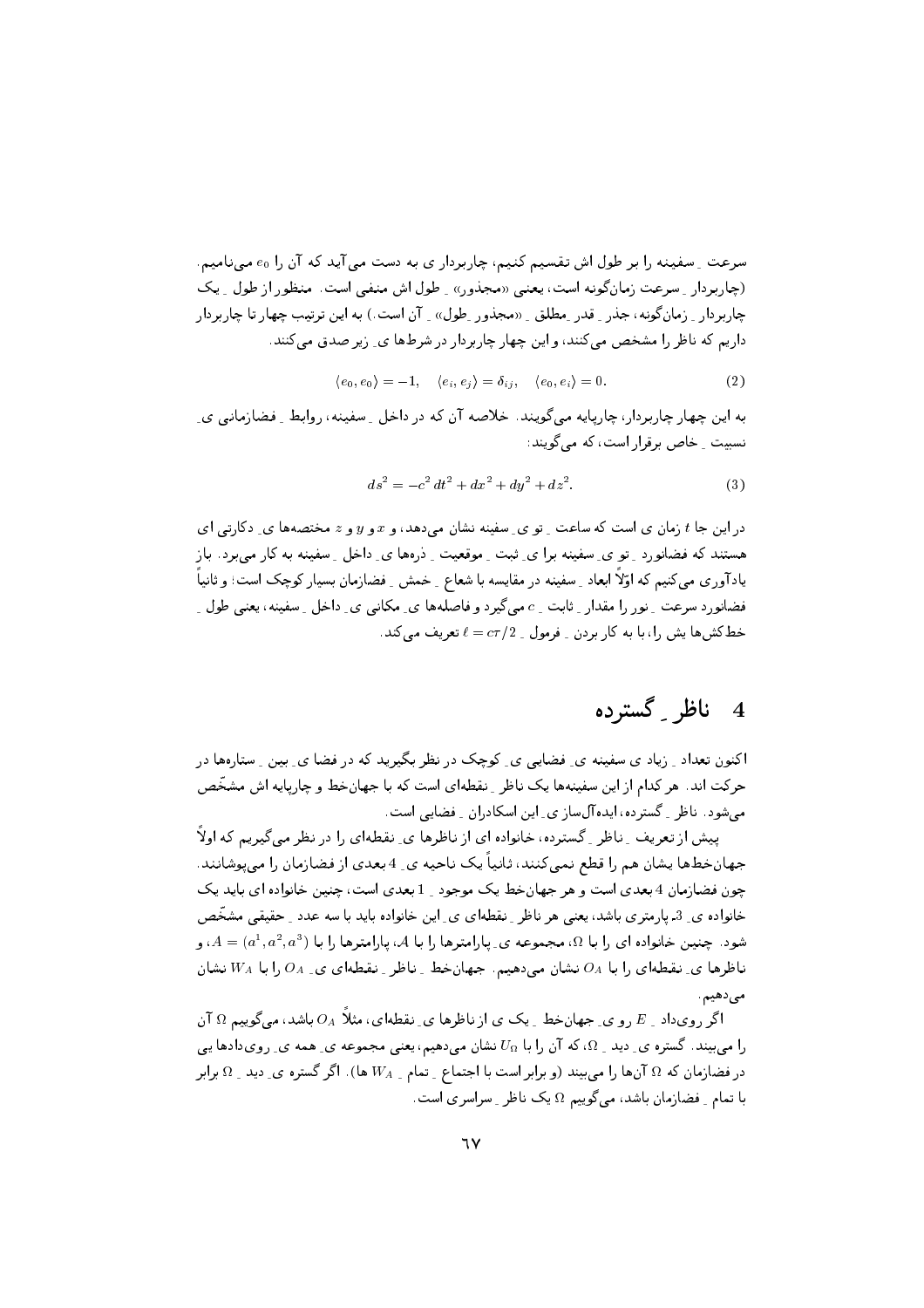سرعت ِ سفینه را بر طول اش تقسیم کنیم، چاربرداری به دست می‌آید که آن را $e_0$ می‌نامیم. (چاربردار ِ سرعت زمان‌گونه است، یعنی «مجذور» ِ طول اش منفی است. منظور از طول ِ یک چاربردار ِ زمان‌گونه، جذر ِ قدر ِمطلق ِ «مجذور ِطول» ِ آن است.) به این ترتیب چهار تا چاربردار داریم که ناظر را مشخص می‌کنند، و این چهار چاربردار در شرط‌های ِ زیر صدق می‌کنند.

$$\langle e_0, e_0\rangle = -1, \quad \langle e_i, e_j\rangle = \delta_{ij}, \quad \langle e_0, e_i\rangle = 0. \tag{2}$$

به این چهار چاربردار، چارپایه می‌گویند. خلاصه آن که در داخل ِ سفینه، روابط ِ فضازمانی ی ِ نسبیت ِ خاص برقرار است، که می‌گویند:

$$ds^2 = -c^2\, dt^2 + dx^2 + dy^2 + dz^2. \tag{3}$$

در این جا $t$ زمان ی است که ساعت ِ تو ی ِ سفینه نشان می‌دهد، و $x$ و $y$ و $z$ مختصه‌ها ی ِ دکارتی ای هستند که فضانورد ِ تو ی ِ سفینه برا ی ِ ثبت ِ موقعیت ِ ذره‌ها ی ِ داخل ِ سفینه به کار می‌برد. باز یادآوری می‌کنیم که اوّلاً ابعاد ِ سفینه در مقایسه با شعاع ِ خمش ِ فضازمان بسیار کوچک است؛ و ثانیاً فضانورد سرعت ِ نور را مقدار ِ ثابت ِ $c$ می‌گیرد و فاصله‌ها ی ِ مکانی ی ِ داخل ِ سفینه، یعنی طول ِ خط‌کش‌ها یش را، با به کار بردن ِ فرمول ِ $\ell = c\tau/2$ تعریف می‌کند.

## 4 ناظر ِ گسترده

اکنون تعداد ِ زیاد ی سفینه ی ِ فضایی ی ِ کوچک در نظر بگیرید که در فضا ی ِ بین ِ ستاره‌ها در حرکت اند. هر کدام از این سفینه‌ها یک ناظر ِ نقطه‌ای است که با جهان‌خط و چارپایه اش مشخّص می‌شود. ناظر ِ گسترده، ایده‌آل‌سازی ِ این اسکادران ِ فضایی است.

پیش از تعریف ِ ناظر ِ گسترده، خانواده ای از ناظرها ی ِ نقطه‌ای را در نظر می‌گیریم که اولاً جهان‌خط‌ها یشان هم را قطع نمی‌کنند، ثانیاً یک ناحیه ی ِ 4 بعدی از فضازمان را می‌پوشانند. چون فضازمان 4 بعدی است و هر جهان‌خط یک موجود ِ 1 بعدی است، چنین خانواده ای باید یک خانواده ی ِ 3ـ پارمتری باشد، یعنی هر ناظر ِ نقطه‌ای ی ِ این خانواده باید با سه عدد ِ حقیقی مشخّص شود. چنین خانواده ای را با $\Omega$، مجموعه ی ِ پارامترها را با $\mathcal{A}$، پارامترها را با $A = (a^1, a^2, a^3)$، و ناظرها ی ِ نقطه‌ای را با $O_A$ نشان می‌دهیم. جهان‌خط ِ ناظر ِ نقطه‌ای ی ِ $O_A$ را با $W_A$ نشان می‌دهیم.

اگر رویداد ِ $E$ رو ی ِ جهان‌خط ِ یک ی از ناظرها ی ِ نقطه‌ای، مثلاً $O_A$ باشد، می‌گوییم $\Omega$ آن را می‌بیند. گستره ی ِ دید ِ $\Omega$، که آن را با $U_\Omega$ نشان می‌دهیم، یعنی مجموعه ی ِ همه ی ِ رویدادها یی در فضازمان که $\Omega$ آن‌ها را می‌بیند (و برابر است با اجتماع ِ تمام ِ $W_A$ ها). اگر گستره ی ِ دید ِ $\Omega$ برابر با تمام ِ فضازمان باشد، می‌گوییم $\Omega$ یک ناظر ِ سراسری است.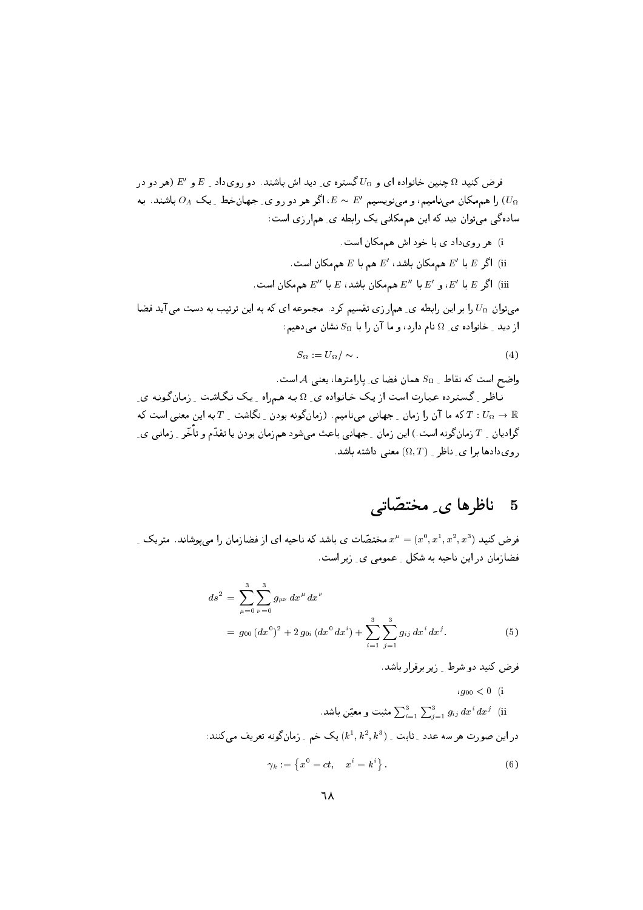فرض کنید $\Omega$ چنین خانواده ای و $U_\Omega$ گستره ی ِ دید اش باشند. دو روی‌داد ِ $E$ و $E'$ (هر دو در $U_\Omega$) را هم‌مکان می‌نامیم، و می‌نویسیم $E \sim E'$، اگر هر دو رو ی ِ جهان‌خط ِ یک $O_A$ باشند. به ساده‌گی می‌توان دید که این هم‌مکانی یک رابطه ی ِ هم‌ارزی است:

i) هر روی‌داد ی با خود اش هم‌مکان است.

ii) اگر $E$ با $E'$ هم‌مکان باشد، $E'$ هم با $E$ هم‌مکان است.

iii) اگر $E$ با $E'$، و $E'$ با $E''$ هم‌مکان باشد، $E$ با $E''$ هم‌مکان است.

می‌توان $U_\Omega$ را بر این رابطه ی ِ هم‌ارزی تقسیم کرد. مجموعه ای که به این ترتیب به دست می‌آید فضا از دید ِ خانواده ی ِ $\Omega$ نام دارد، و ما آن را با $S_\Omega$ نشان می‌دهیم:

$$S_\Omega := U_\Omega / \sim \, . \tag{4}$$

واضح است که نقاط ِ $S_\Omega$ همان فضا ی ِ پارامترها، یعنی $\mathcal{A}$ است.

ناظر ِ گسترده عبارت است از یک خانواده ی ِ $\Omega$ به هم‌راه ِ یک نگاشت ِ زمان‌گونه ی ِ $T : U_\Omega \to \mathbb{R}$ که ما آن را زمان ِ جهانی می‌نامیم. (زمان‌گونه بودن ِ نگاشت ِ $T$ به این معنی است که گرادیان ِ $T$ زمان‌گونه است.) این زمان ِ جهانی باعث می‌شود هم‌زمان بودن یا تقدّم و تأخّر ِ زمانی ی ِ روی‌دادها برا ی ِ ناظر ِ $(\Omega, T)$ معنی داشته باشد.

## 5 ناظرها ی ِ مختصّاتی

فرض کنید $x^\mu = (x^0, x^1, x^2, x^3)$ مختصّات ی باشد که ناحیه ای از فضازمان را می‌پوشاند. متریک ِ فضازمان در این ناحیه به شکل ِ عمومی ی ِ زیر است.

$$\begin{aligned} ds^2 &= \sum_{\mu=0}^{3} \sum_{\nu=0}^{3} g_{\mu\nu}\, dx^\mu\, dx^\nu \\ &= g_{00}\,(dx^0)^2 + 2\, g_{0i}\,(dx^0\, dx^i) + \sum_{i=1}^{3} \sum_{j=1}^{3} g_{ij}\, dx^i\, dx^j. \end{aligned} \tag{5}$$

فرض کنید دو شرط ِ زیر برقرار باشد.

i) $g_{00} < 0$،

ii) $\sum_{i=1}^{3} \sum_{j=1}^{3} g_{ij}\, dx^i\, dx^j$ مثبت و معیّن باشد.

در این صورت هر سه عدد ِ ثابت ِ $(k^1, k^2, k^3)$ یک خم ِ زمان‌گونه تعریف می‌کنند:

$$\gamma_k := \left\{ x^0 = ct, \quad x^i = k^i \right\}. \tag{6}$$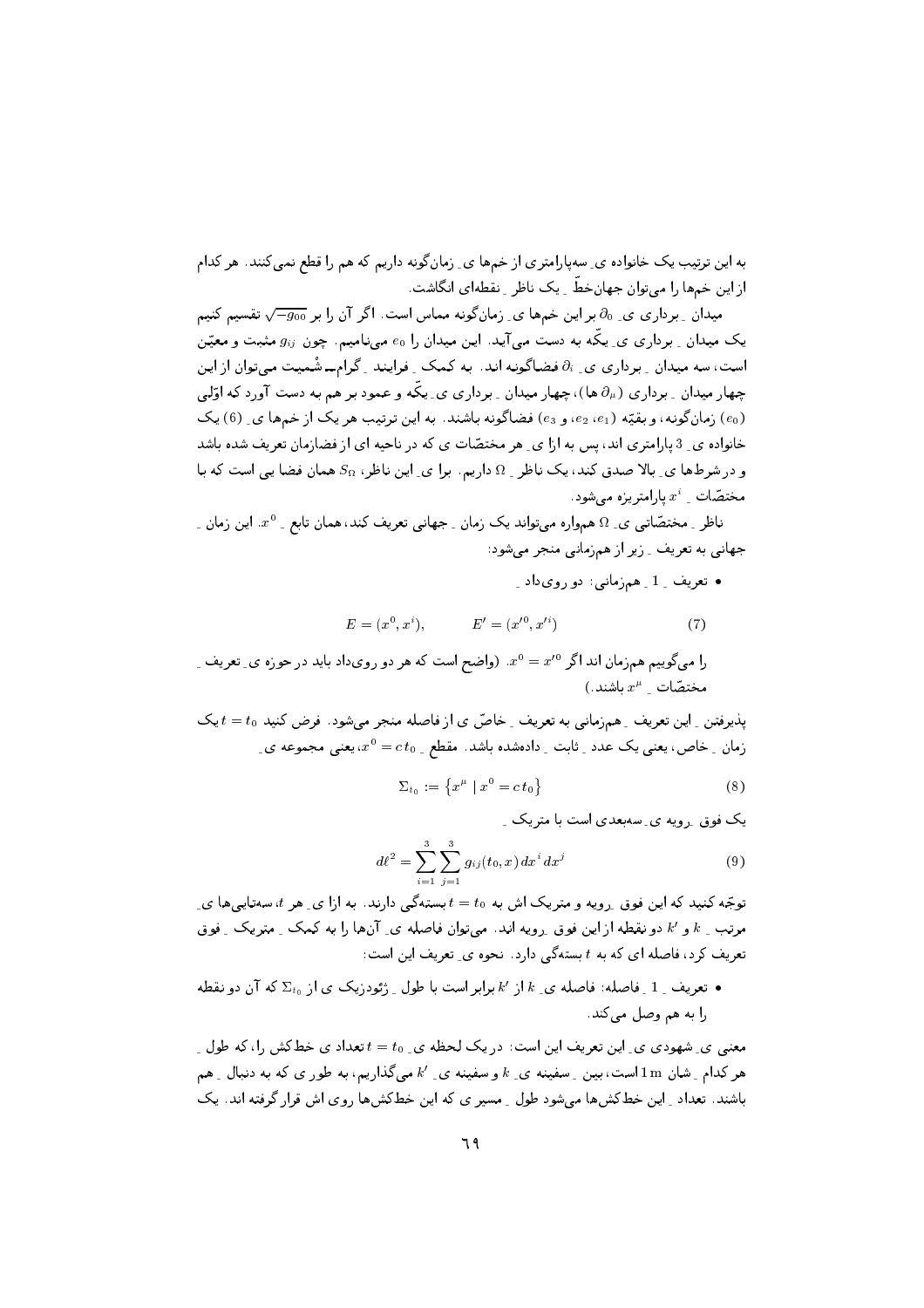به این ترتیب یک خانواده ی ِ سه‌پارامتری از خم‌ها ی ِ زمان‌گونه داریم که هم را قطع نمی‌کنند. هر کدام از این خم‌ها را می‌توان جهان‌خطّ ِ یک ناظر ِ نقطه‌ای انگاشت.

میدان ِ برداری ی ِ $\partial_0$ بر این خم‌ها ی ِ زمان‌گونه مماس است. اگر آن را بر $\sqrt{-g_{00}}$ تقسیم کنیم یک میدان ِ برداری ی ِ یکّه به دست می‌آید. این میدان را $e_0$ می‌نامیم. چون $g_{ij}$ مثبت و معیّن است، سه میدان ِ برداری ی ِ $\partial_i$ فضاگونه اند. به کمک ِ فرایند ِ گرام‌ـ شْمیت می‌توان از این چهار میدان ِ برداری ($\partial_\mu$ ها)، چهار میدان ِ برداری ی ِ یکّه و عمود بر هم به دست آورد که اوّلی ($e_0$) زمان‌گونه، و بقیّه ($e_1$، $e_2$، و $e_3$) فضاگونه باشند. به این ترتیب هر یک از خم‌ها ی ِ (6) یک خانواده ی ِ 3 پارامتری اند، پس به ازا ی ِ هر مختصّات ی که در ناحیه ای از فضازمان تعریف شده باشد و در شرط‌ها ی ِ بالا صدق کند، یک ناظر ِ $\Omega$ داریم. برا ی ِ این ناظر، $S_\Omega$ همان فضا یی است که با مختصّات ِ $x^i$ پارامتریزه می‌شود.

ناظر ِ مختصّاتی ی ِ $\Omega$ همواره می‌تواند یک زمان ِ جهانی تعریف کند، همان تابع ِ $x^0$. این زمان ِ جهانی به تعریف ِ زیر از هم‌زمانی منجر می‌شود:

- تعریف ِ 1 ِ هم‌زمانی: دو روی‌داد ِ

$$E = (x^0, x^i), \qquad E' = (x'^0, x'^i) \tag{7}$$

را می‌گوییم هم‌زمان اند اگر $x^0 = x'^0$. (واضح است که هر دو روی‌داد باید در حوزه ی ِ تعریف ِ مختصّات ِ $x^\mu$ باشند.)

پذیرفتن ِ این تعریف ِ هم‌زمانی به تعریف ِ خاصّ ی از فاصله منجر می‌شود. فرض کنید $t = t_0$ یک زمان ِ خاص، یعنی یک عدد ِ ثابت ِ داده‌شده باشد. مقطع ِ $x^0 = c\,t_0$، یعنی مجموعه ی ِ

$$\Sigma_{t_0} := \left\{ x^\mu \mid x^0 = c\,t_0 \right\} \tag{8}$$

یک فوق ِرویه ی ِسه‌بعدی است با متریک ِ

$$d\ell^2 = \sum_{i=1}^{3} \sum_{j=1}^{3} g_{ij}(t_0, x)\, dx^i\, dx^j \tag{9}$$

توجّه کنید که این فوق ِرویه و متریک اش به $t = t_0$ بسته‌گی دارند. به ازا ی ِ هر $t$، سه‌تایی‌ها ی ِ مرتب ِ $k$ و $k'$ دو نقطه از این فوق ِرویه اند. می‌توان فاصله ی ِ آن‌ها را به کمک ِ متریک ِ فوق تعریف کرد، فاصله ای که به $t$ بسته‌گی دارد. نحوه ی ِ تعریف این است:

- تعریف ِ 1 ِ فاصله: فاصله ی ِ $k$ از $k'$ برابر است با طول ِ ژئودزیک ی از $\Sigma_{t_0}$ که آن دو نقطه را به هم وصل می‌کند.

معنی ی ِ شهودی ی ِ این تعریف این است: در یک لحظه ی ِ $t = t_0$ تعداد ی خط‌کش را، که طول ِ هر کدام ِ شان $1\,\mathrm{m}$ است، بین ِ سفینه ی ِ $k$ و سفینه ی ِ $k'$ می‌گذاریم، به طور ی که به دنبال ِ هم باشند. تعداد ِ این خط‌کش‌ها می‌شود طول ِ مسیر ی که این خط‌کش‌ها روی اش قرار گرفته اند. یک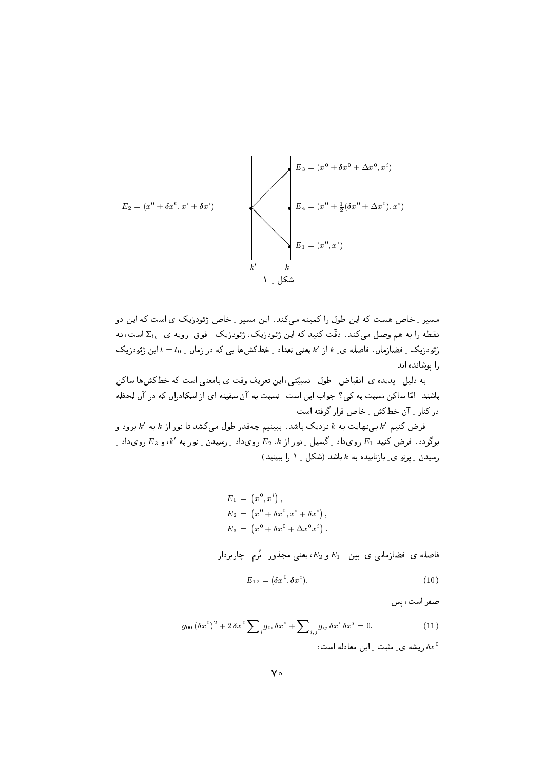$E_2 = (x^0 + \delta x^0, x^i + \delta x^i)$

$E_3 = (x^0 + \delta x^0 + \Delta x^0, x^i)$

$E_4 = (x^0 + \frac{1}{2}(\delta x^0 + \Delta x^0), x^i)$

$E_1 = (x^0, x^i)$

$k'$ $\quad$ $k$

شکل ـ ۱

مسیر ـ خاص هست که این طول را کمینه می‌کند. این مسیر ـ خاص ژئودزیک ی است که این دو نقطه را به هم وصل می‌کند. دقّت کنید که این ژئودزیک، ژئودزیک ـ فوق ـ رویه ی ـ $\Sigma_{t_0}$ است، نه ژئودزیک ـ فضازمان. فاصله ی ـ $k$ از $k'$ یعنی تعداد ـ خط‌کش‌ها یی که در زمان ـ $t = t_0$ این ژئودزیک را پوشانده اند.

به دلیل ـ پدیده ی ـ انقباض ـ طول ـ نسبیّتی، این تعریف وقت ی بامعنی است که خط‌کش‌ها ساکن باشند. امّا ساکن نسبت به کی؟ جواب این است: نسبت به آن سفینه ای از اسکادران که در آن لحظه در کنار ـ آن خط‌کش ـ خاص قرار گرفته است.

فرض کنیم $k'$ بی‌نهایت به $k$ نزدیک باشد. ببینیم چه‌قدر طول می‌کشد تا نور از $k$ به $k'$ برود و برگردد. فرض کنید $E_1$ روی‌داد ـ گسیل ـ نور از $k$، $E_2$ روی‌داد ـ رسیدن ـ نور به $k'$، و $E_3$ روی‌داد ـ رسیدن ـ پرتو ی ـ بازتابیده به $k$ باشد (شکل ـ ۱ را ببینید).

$$
\begin{aligned}
E_1 &= \left(x^0, x^i\right), \\
E_2 &= \left(x^0 + \delta x^0, x^i + \delta x^i\right), \\
E_3 &= \left(x^0 + \delta x^0 + \Delta x^0 x^i\right).
\end{aligned}
$$

فاصله ی ـ فضازمانی ی ـ بین ـ $E_1$ و $E_2$، یعنی مجذور ـ نُرم ـ چاربردار ـ

$$
E_{12} = (\delta x^0, \delta x^i), \tag{10}
$$

صفر است، پس

$$
g_{00}\,(\delta x^0)^2 + 2\,\delta x^0 \sum_i g_{0i}\,\delta x^i + \sum_{i,j} g_{ij}\,\delta x^i\,\delta x^j = 0. \tag{11}
$$

$\delta x^0$ ریشه ی ـ مثبت ـ این معادله است: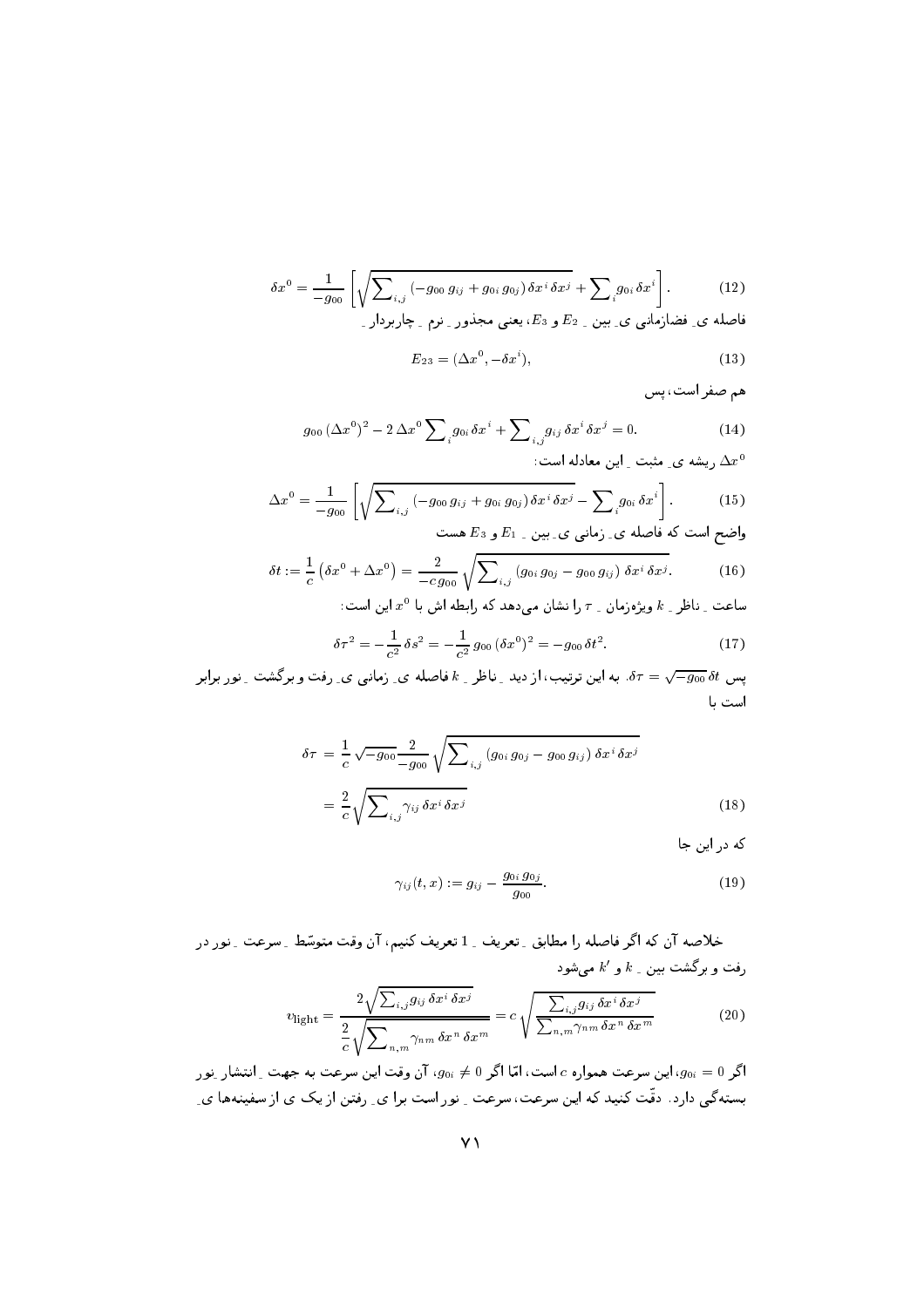$$\delta x^0 = \frac{1}{-g_{00}} \left[ \sqrt{\sum_{i,j} (-g_{00}\, g_{ij} + g_{0i}\, g_{0j})\, \delta x^i\, \delta x^j} + \sum_i g_{0i}\, \delta x^i \right]. \tag{12}$$

فاصله ی ِ فضازمانی ی ِ بین ِ $E_2$ و $E_3$، یعنی مجذور ِ نرم ِ چاربردار ِ

$$E_{23} = (\Delta x^0, -\delta x^i), \tag{13}$$

هم صفر است، پس

$$g_{00}\, (\Delta x^0)^2 - 2\, \Delta x^0 \sum_i g_{0i}\, \delta x^i + \sum_{i,j} g_{ij}\, \delta x^i\, \delta x^j = 0. \tag{14}$$

$\Delta x^0$ ریشه ی ِ مثبت ِ این معادله است:

$$\Delta x^0 = \frac{1}{-g_{00}} \left[ \sqrt{\sum_{i,j} (-g_{00}\, g_{ij} + g_{0i}\, g_{0j})\, \delta x^i\, \delta x^j} - \sum_i g_{0i}\, \delta x^i \right]. \tag{15}$$

واضح است که فاصله ی ِ زمانی ی ِ بین ِ $E_1$ و $E_3$ هست

$$\delta t := \frac{1}{c} \left( \delta x^0 + \Delta x^0 \right) = \frac{2}{-c\, g_{00}} \sqrt{\sum_{i,j} (g_{0i}\, g_{0j} - g_{00}\, g_{ij})\, \delta x^i\, \delta x^j}. \tag{16}$$

ساعت ِ ناظر ِ $k$ ویژه‌زمان ِ $\tau$ را نشان می‌دهد که رابطه اش با $x^0$ این است:

$$\delta \tau^2 = -\frac{1}{c^2}\, \delta s^2 = -\frac{1}{c^2}\, g_{00}\, (\delta x^0)^2 = -g_{00}\, \delta t^2. \tag{17}$$

پس $\delta\tau = \sqrt{-g_{00}}\, \delta t$. به این ترتیب، از دید ِ ناظر ِ $k$ فاصله ی ِ زمانی ی ِ رفت و برگشت ِ نور برابر است با

$$\begin{aligned} \delta \tau &= \frac{1}{c}\, \sqrt{-g_{00}} \frac{2}{-g_{00}} \sqrt{\sum_{i,j} (g_{0i}\, g_{0j} - g_{00}\, g_{ij})\, \delta x^i\, \delta x^j} \\ &= \frac{2}{c} \sqrt{\sum_{i,j} \gamma_{ij}\, \delta x^i\, \delta x^j} \end{aligned} \tag{18}$$

که در این جا

$$\gamma_{ij}(t, x) := g_{ij} - \frac{g_{0i}\, g_{0j}}{g_{00}}. \tag{19}$$

خلاصه آن که اگر فاصله را مطابق ِ تعریف ِ 1 تعریف کنیم، آن وقت متوسّط ِ سرعت ِ نور در رفت و برگشت بین ِ $k$ و $k'$ می‌شود

$$v_{\text{light}} = \frac{2\sqrt{\sum_{i,j} g_{ij}\, \delta x^i\, \delta x^j}}{\dfrac{2}{c}\sqrt{\sum_{n,m} \gamma_{nm}\, \delta x^n\, \delta x^m}} = c\, \sqrt{\frac{\sum_{i,j} g_{ij}\, \delta x^i\, \delta x^j}{\sum_{n,m} \gamma_{nm}\, \delta x^n\, \delta x^m}} \tag{20}$$

اگر $g_{0i} = 0$، این سرعت همواره $c$ است، امّا اگر $g_{0i} \neq 0$، آن وقت این سرعت به جهت ِ انتشار ِ نور بستگی دارد. دقّت کنید که این سرعت، سرعت ِ نور است برا ی ِ رفتن از یک ی از سفینه‌ها ی ِ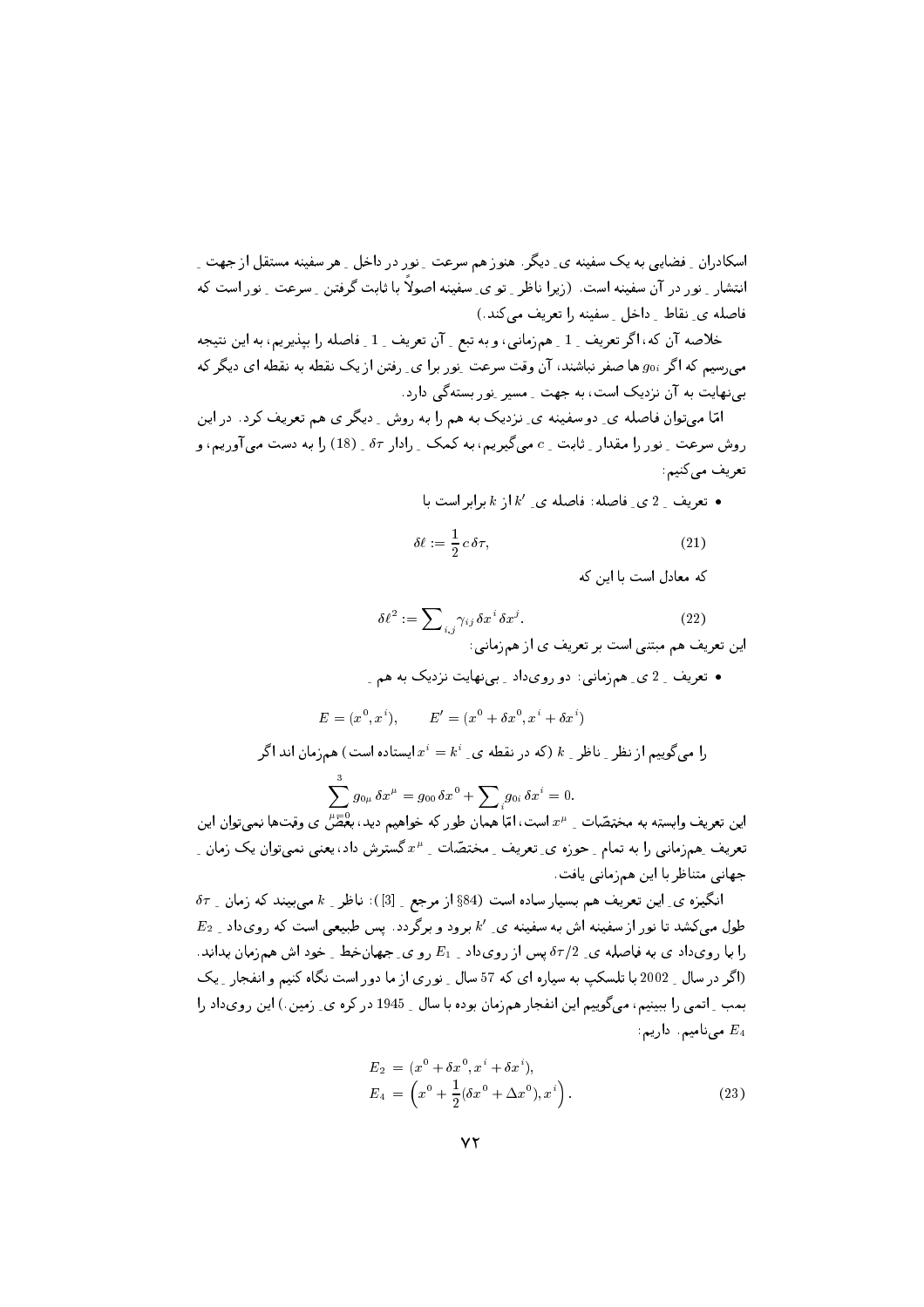اسکادران ِ فضایی به یک سفینه ی ِ دیگر. هنوز هم سرعت ِ نور در داخل ِ هر سفینه مستقل از جهت ِ انتشار ِ نور در آن سفینه است. (زیرا ناظر ِ تو ی ِ سفینه اصولاً با ثابت گرفتن ِ سرعت ِ نور است که فاصله ی ِ نقاط ِ داخل ِ سفینه را تعریف می‌کند.)

خلاصه آن که، اگر تعریف ِ 1 ِ هم‌زمانی، و به تبع ِ آن تعریف ِ 1 ِ فاصله را بپذیریم، به این نتیجه می‌رسیم که اگر $g_{0i}$ ها صفر نباشند، آن وقت سرعت ِ نور برا ی ِ رفتن از یک نقطه به نقطه ای دیگر که بی‌نهایت به آن نزدیک است، به جهت ِ مسیر ِ نور بستگی دارد.

امّا می‌توان فاصله ی ِ دو سفینه ی ِ نزدیک به هم را به روش ِ دیگر ی هم تعریف کرد. در این روش سرعت ِ نور را مقدار ِ ثابت ِ $c$ می‌گیریم، به کمک ِ رادار $\delta\tau$ ِ (18) را به دست می‌آوریم، و تعریف می‌کنیم:

- تعریف ِ 2 ی ِ فاصله: فاصله ی ِ $k'$ از $k$ برابر است با

$$\delta\ell := \frac{1}{2}\, c\, \delta\tau, \tag{21}$$

که معادل است با این که

$$\delta\ell^2 := \sum_{i,j} \gamma_{ij}\, \delta x^i\, \delta x^j. \tag{22}$$

این تعریف هم مبتنی است بر تعریف ی از هم‌زمانی:

- تعریف ِ 2 ی ِ هم‌زمانی: دو رویداد ِ بی‌نهایت نزدیک به هم ِ

$$E = (x^0, x^i), \qquad E' = (x^0 + \delta x^0, x^i + \delta x^i)$$

را می‌گوییم از نظر ِ ناظر ِ $k$ (که در نقطه ی ِ $x^i = k^i$ ایستاده است) هم‌زمان اند اگر

$$\sum_{\mu=0}^{3} g_{0\mu}\, \delta x^\mu = g_{00}\, \delta x^0 + \sum_i g_{0i}\, \delta x^i = 0.$$

این تعریف وابسته به مختصّات ِ $x^\mu$ است، امّا همان طور که خواهیم دید، بعض ی وقت‌ها نمی‌توان این تعریف ِ هم‌زمانی را به تمام ِ حوزه ی ِ تعریف ِ مختصّات ِ $x^\mu$ گسترش داد، یعنی نمی‌توان یک زمان ِ جهانی متناظر با این هم‌زمانی یافت.

انگیزه ی ِ این تعریف هم بسیار ساده است (§84 از مرجع ِ [3]): ناظر ِ $k$ می‌بیند که زمان ِ $\delta\tau$ طول می‌کشد تا نور از سفینه اش به سفینه ی ِ $k'$ برود و برگردد. پس طبیعی است که رویداد ِ $E_2$ را با رویداد ی به فاصله ی ِ $\delta\tau/2$ پس از رویداد ِ $E_1$ رو ی ِ جهان‌خط ِ خود اش هم‌زمان بداند. (اگر در سال ِ 2002 با تلسکپ به سیاره ای که 57 سال ِ نوری از ما دور است نگاه کنیم و انفجار ِ یک بمب ِ اتمی را ببینیم، می‌گوییم این انفجار هم‌زمان بوده با سال ِ 1945 در کره ی ِ زمین.) این رویداد را $E_4$ می‌نامیم. داریم:

$$\begin{aligned} E_2 &= (x^0 + \delta x^0, x^i + \delta x^i), \\ E_4 &= \left(x^0 + \frac{1}{2}(\delta x^0 + \Delta x^0), x^i\right). \end{aligned} \tag{23}$$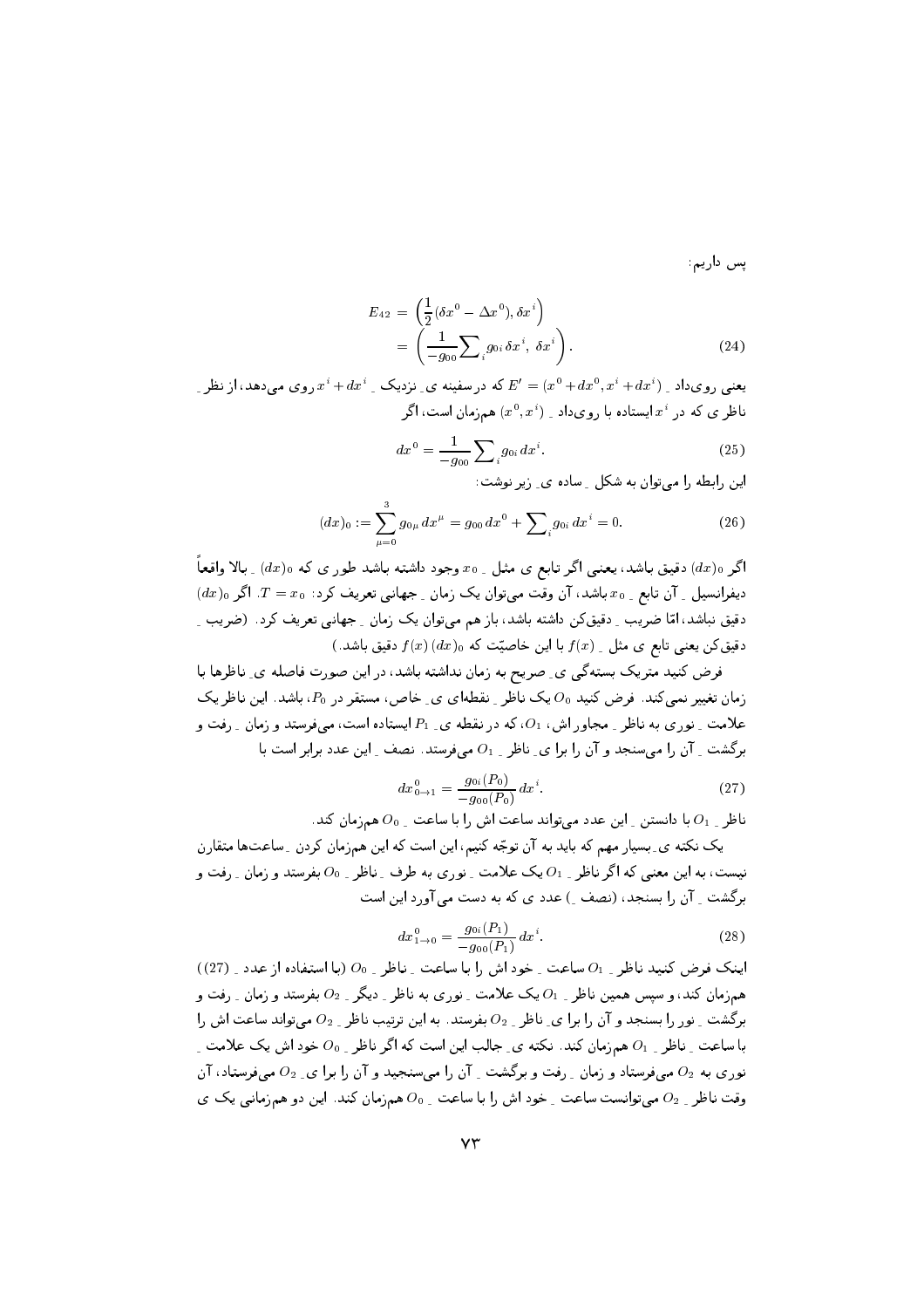پس داریم:

$$E_{42} = \left(\frac{1}{2}(\delta x^0 - \Delta x^0), \delta x^i\right) = \left(\frac{1}{-g_{00}}\sum_i g_{0i}\,\delta x^i,\ \delta x^i\right). \tag{24}$$

یعنی رویداد ـ $E' = (x^0 + dx^0, x^i + dx^i)$ که در سفینه یِ نزدیک ـ $x^i + dx^i$ روی می‌دهد، از نظر ـ ناظر ی که در $x^i$ ایستاده با رویداد ـ $(x^0, x^i)$ هم‌زمان است، اگر

$$dx^0 = \frac{1}{-g_{00}}\sum_i g_{0i}\,dx^i. \tag{25}$$

این رابطه را می‌توان به شکل ـ ساده یِ زیر نوشت:

$$(dx)_0 := \sum_{\mu=0}^{3} g_{0\mu}\,dx^\mu = g_{00}\,dx^0 + \sum_i g_{0i}\,dx^i = 0. \tag{26}$$

**اگر $(dx)_0$ دقیق باشد، یعنی اگر تابع ی مثل ـ $x_0$ وجود داشته باشد طور ی که $(dx)_0$ ـ بالا واقعاً دیفرانسیل ـ آن تابع ـ $x_0$ باشد، آن وقت می‌توان یک زمان ـ جهانی تعریف کرد: $T = x_0$. اگر $(dx)_0$ دقیق نباشد، امّا ضریب ـ دقیق‌کن داشته باشد، باز هم می‌توان یک زمان ـ جهانی تعریف کرد. (ضریب ـ دقیق‌کن یعنی تابع ی مثل ـ $f(x)$ با این خاصیّت که $f(x)\,(dx)_0$ دقیق باشد.)**

فرض کنید متریک بسته‌گی یِ صریح به زمان نداشته باشد، در این صورت فاصله یِ ناظرها با زمان تغییر نمی‌کند. فرض کنید $O_0$ یک ناظر ـ نقطه‌ای یِ خاص، مستقر در $P_0$، باشد. این ناظر یک علامت ـ نوری به ناظر ـ مجاور اش، $O_1$، که در نقطه یِ ـ $P_1$ ایستاده است، می‌فرستد و زمان ـ رفت و برگشت ـ آن را می‌سنجد و آن را برا یِ ناظر ـ $O_1$ می‌فرستد. نصف ـ این عدد برابر است با

$$dx^0_{0\to 1} = \frac{g_{0i}(P_0)}{-g_{00}(P_0)}\,dx^i. \tag{27}$$

ناظر ـ $O_1$ با دانستن ـ این عدد می‌تواند ساعت اش را با ساعت ـ $O_0$ هم‌زمان کند.

یک نکته یِ بسیار مهم که باید به آن توجّه کنیم، این است که این هم‌زمان کردن ـ ساعت‌ها متقارن نیست، به این معنی که اگر ناظر ـ $O_1$ یک علامت ـ نوری به طرف ـ ناظر ـ $O_0$ بفرستد و زمان ـ رفت و برگشت ـ آن را بسنجد، (نصف ـ) عدد ی که به دست می‌آورد این است

$$dx^0_{1\to 0} = \frac{g_{0i}(P_1)}{-g_{00}(P_1)}\,dx^i. \tag{28}$$

اینک فرض کنید ناظر ـ $O_1$ ساعت ـ خود اش را با ساعت ـ ناظر ـ $O_0$ (با استفاده از عدد ـ (27)) هم‌زمان کند، و سپس همین ناظر ـ $O_1$ یک علامت ـ نوری به ناظر ـ دیگر ـ $O_2$ بفرستد و زمان ـ رفت و برگشت ـ نور را بسنجد و آن را برا یِ ناظر ـ $O_2$ بفرستد. به این ترتیب ناظر ـ $O_2$ می‌تواند ساعت اش را با ساعت ـ ناظر ـ $O_1$ هم‌زمان کند. نکته یِ جالب این است که اگر ناظر ـ $O_0$ خود اش یک علامت ـ نوری به $O_2$ می‌فرستاد و زمان ـ رفت و برگشت ـ آن را می‌سنجید و آن را برا یِ $O_2$ می‌فرستاد، آن وقت ناظر ـ $O_2$ می‌توانست ساعت ـ خود اش را با ساعت ـ $O_0$ هم‌زمان کند. این دو هم‌زمانی یک ی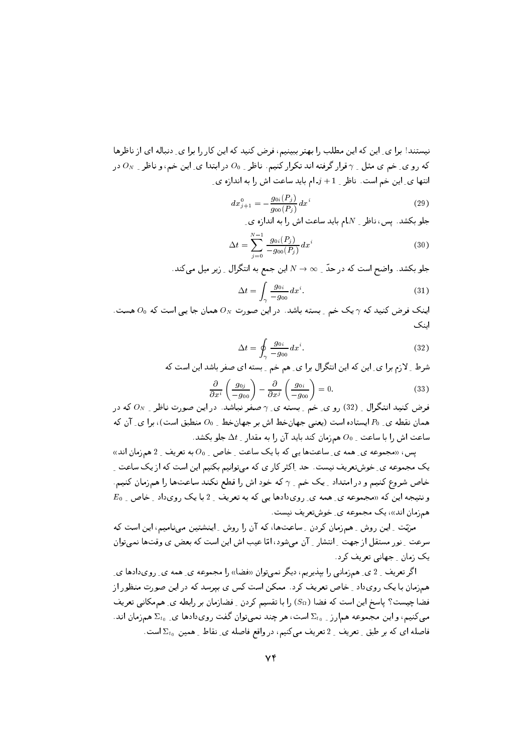نیستند! برا ی ِ این که این مطلب را بهتر ببینیم، فرض کنید که این کار را برا ی ِ دنباله ای از ناظرها که رو ی ِ خم ی مثل ِ $\gamma$ قرار گرفته اند تکرار کنیم. ناظر ِ $O_0$ در ابتدا ی ِ این خم، و ناظر ِ $O_N$ در انتها ی ِ این خم است. ناظر ِ $j+1$ ـ ام باید ساعت اش را به اندازه ی ِ

$$dx^0_{j+1} = -\frac{g_{0i}(P_j)}{g_{00}(P_j)}\,dx^i \tag{29}$$

جلو بکشد. پس، ناظر ِ $N$ـام باید ساعت اش را به اندازه ی ِ

$$\Delta t = \sum_{j=0}^{N-1} \frac{g_{0i}(P_j)}{-g_{00}(P_j)}\,dx^i \tag{30}$$

جلو بکشد. واضح است که در حدّ ِ $N \to \infty$ این جمع به انتگرال ِ زیر میل می‌کند.

$$\Delta t = \int_\gamma \frac{g_{0i}}{-g_{00}}\,dx^i. \tag{31}$$

اینک فرض کنید که $\gamma$ یک خم ِ بسته باشد. در این صورت $O_N$ همان جا یی است که $O_0$ هست. اینک

$$\Delta t = \oint_\gamma \frac{g_{0i}}{-g_{00}}\,dx^i. \tag{32}$$

شرط ِ لازم برا ی ِ این که این انتگرال برا ی ِ هر خم ِ بسته ای صفر باشد این است که

$$\frac{\partial}{\partial x^i}\left(\frac{g_{0j}}{-g_{00}}\right) - \frac{\partial}{\partial x^j}\left(\frac{g_{0i}}{-g_{00}}\right) = 0. \tag{33}$$

فرض کنید انتگرال ِ (32) رو ی ِ خم ِ بسته ی ِ $\gamma$ صفر نباشد. در این صورت ناظر ِ $O_N$ که در همان نقطه ی ِ $P_0$ ایستاده است (یعنی جهان‌خط اش بر جهان‌خط ِ $O_0$ منطبق است)، برا ی ِ آن که ساعت اش را با ساعت ِ $O_0$ هم‌زمان کند باید آن را به مقدار ِ $\Delta t$ جلو بکشد.

پس، «مجموعه ی ِ همه ی ِ ساعت‌ها یی که با یک ساعت ِ خاص ِ $O_0$ به تعریف ِ 2 هم‌زمان اند» یک مجموعه ی ِ خوش‌تعریف نیست. حد ِ اکثر کار ی که می‌توانیم بکنیم این است که از یک ساعت ِ خاص شروع کنیم و در امتداد ِ یک خم ِ $\gamma$ که خود اش را قطع نکند ساعت‌ها را هم‌زمان کنیم. و نتیجه این که «مجموعه ی ِ همه ی ِ روی‌دادها یی که به تعریف ِ 2 با یک روی‌داد ِ خاص ِ $E_0$ هم‌زمان اند»، یک مجموعه ی ِ خوش‌تعریف نیست.

مزیّت ِ این روش ِ هم‌زمان کردن ِ ساعت‌ها، که آن را روش ِ اینشتین می‌نامیم، این است که سرعت ِ نور مستقل از جهت ِ انتشار ِ آن می‌شود، امّا عیب اش این است که بعض ی وقت‌ها نمی‌توان یک زمان ِ جهانی تعریف کرد.

اگر تعریف ِ 2 ی ِ هم‌زمانی را بپذیریم، دیگر نمی‌توان «فضا» را مجموعه ی ِ همه ی ِ روی‌دادها ی ِ هم‌زمان با یک روی‌داد ِ خاص تعریف کرد. ممکن است کس ی بپرسد که در این صورت منظور از فضا چیست؟ پاسخ این است که فضا ($S_\Omega$) را با تقسیم کردن ِ فضازمان بر رابطه ی ِ هم‌مکانی تعریف می‌کنیم، و این مجموعه هم‌ارز ِ $\Sigma_{t_0}$ است، هر چند نمی‌توان گفت روی‌دادها ی ِ $\Sigma_{t_0}$ هم‌زمان اند. فاصله ای که بر طبق ِ تعریف ِ 2 تعریف می‌کنیم، در واقع فاصله ی ِ نقاط ِ همین $\Sigma_{t_0}$ است.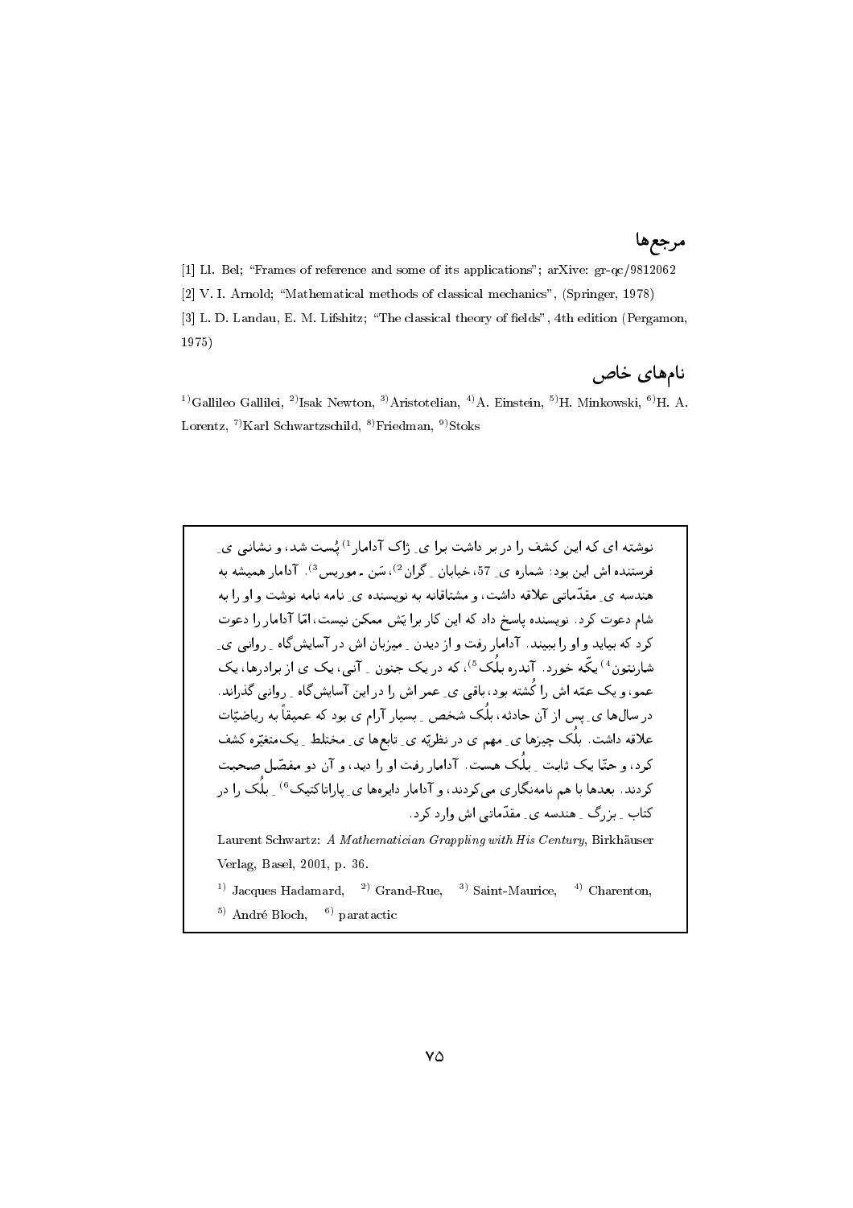## مرجع‌ها

[1] Ll. Bel; "Frames of reference and some of its applications"; arXive: gr-qc/9812062

[2] V. I. Arnold; "Mathematical methods of classical mechanics", (Springer, 1978)

[3] L. D. Landau, E. M. Lifshitz; "The classical theory of fields", 4th edition (Pergamon, 1975)

## نام‌های خاص

[1] Gallileo Gallilei, [2] Isak Newton, [3] Aristotelian, [4] A. Einstein, [5] H. Minkowski, [6] H. A. Lorentz, [7] Karl Schwartzschild, [8] Friedman, [9] Stoks

---

نوشته ای که این کشف را در بر داشت برا ی ِ ژاک آدامار[1] پُست شد، و نشانی ی ِ فرستنده اش این بود: شماره ی ِ 57، خیابان ِ گران[2]، سَن ـ موریس[3]. آدامار همیشه به هندسه ی ِ مقدّماتی علاقه داشت، و مشتاقانه به نویسنده ی ِ نامه نامه نوشت و او را به شام دعوت کرد. نویسنده پاسخ داد که این کار برا یَش ممکن نیست، امّا آدامار را دعوت کرد که بیاید و او را ببیند. آدامار رفت و از دیدن ِ میزبان اش در آسایش‌گاه ِ روانی ی ِ شارنتون[4] یکّه خورد. آندره بلُک[5]، که در یک جنون ِ آنی، یک ی از برادرها، یک عمو، و یک عمّه اش را کُشته بود، باقی ی ِ عمر اش را در این آسایش‌گاه ِ روانی گذراند. در سال‌ها ی ِ پس از آن حادثه، بلُک شخص ِ بسیار آرام ی بود که عمیقاً به ریاضیّات علاقه داشت. بلُک چیزها ی ِ مهم ی در نظریّه ی ِ تابع‌ها ی ِ مختلط ِ یک‌متغیّره کشف کرد، و حتّا یک ثابت ِ بلُک هست. آدامار رفت او را دید، و آن دو مفصّل صحبت کردند. بعدها با هم نامه‌نگاری می‌کردند، و آدامار دایره‌ها ی ِ پاراتاکتیک[6] ِ بلُک را در کتاب ِ بزرگ ِ هندسه ی ِ مقدّماتی اش وارد کرد.

Laurent Schwartz: *A Mathematician Grappling with His Century*, Birkhäuser Verlag, Basel, 2001, p. 36.

[1] Jacques Hadamard, [2] Grand-Rue, [3] Saint-Maurice, [4] Charenton, [5] André Bloch, [6] paratactic